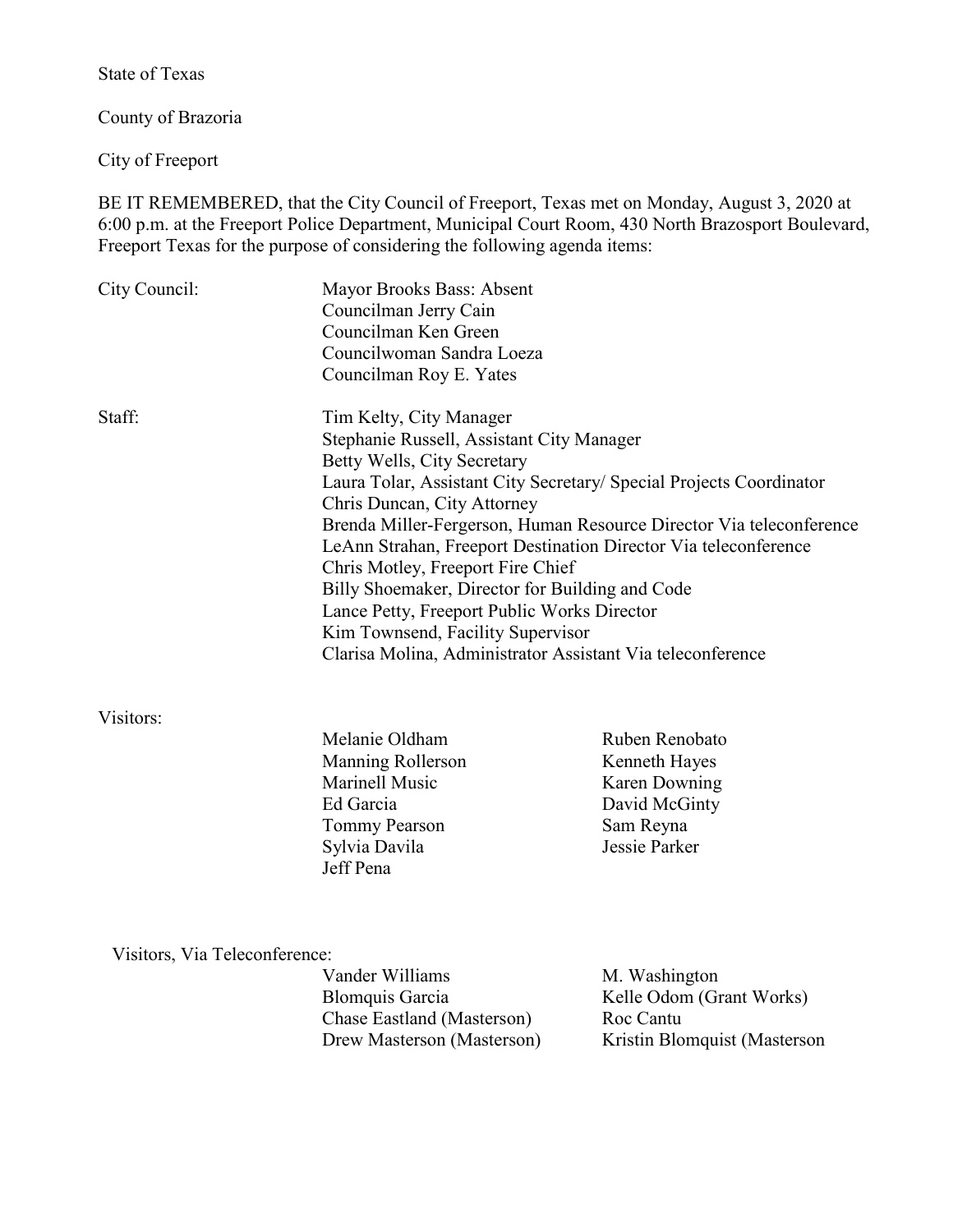State of Texas

County of Brazoria

City of Freeport

BE IT REMEMBERED, that the City Council of Freeport, Texas met on Monday, August 3, 2020 at 6:00 p.m. at the Freeport Police Department, Municipal Court Room, 430 North Brazosport Boulevard, Freeport Texas for the purpose of considering the following agenda items:

City Council:

Mayor Brooks Bass: Absent
Councilman Jerry Cain
Councilman Ken Green
Councilwoman Sandra Loeza
Councilman Roy E. Yates

Staff:

Tim Kelty, City Manager
Stephanie Russell, Assistant City Manager
Betty Wells, City Secretary
Laura Tolar, Assistant City Secretary/ Special Projects Coordinator
Chris Duncan, City Attorney
Brenda Miller-Fergerson, Human Resource Director Via teleconference
LeAnn Strahan, Freeport Destination Director Via teleconference
Chris Motley, Freeport Fire Chief
Billy Shoemaker, Director for Building and Code
Lance Petty, Freeport Public Works Director
Kim Townsend, Facility Supervisor
Clarisa Molina, Administrator Assistant Via teleconference

Visitors:

Melanie Oldham
Manning Rollerson
Marinell Music
Ed Garcia
Tommy Pearson
Sylvia Davila
Jeff Pena
Ruben Renobato
Kenneth Hayes
Karen Downing
David McGinty
Sam Reyna
Jessie Parker

Visitors, Via Teleconference:

Vander Williams
Blomquis Garcia
Chase Eastland (Masterson)
Drew Masterson (Masterson)
M. Washington
Kelle Odom (Grant Works)
Roc Cantu
Kristin Blomquist (Masterson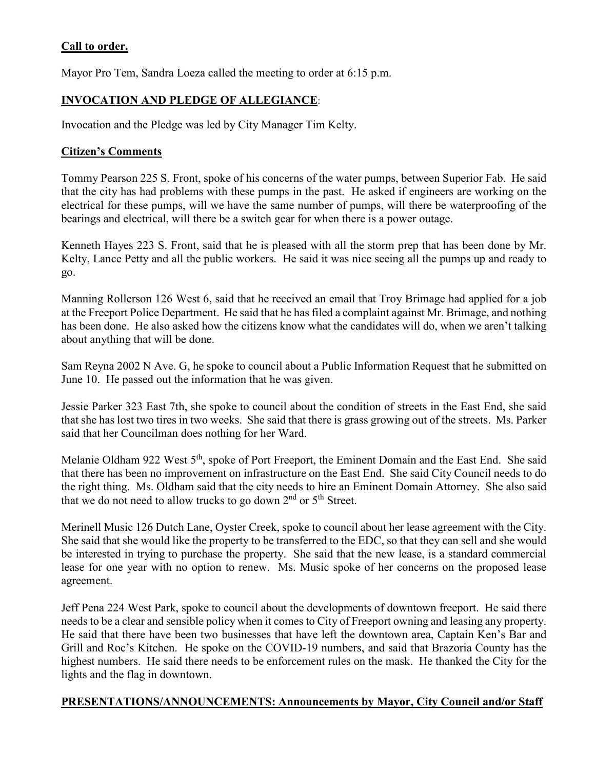## **Call to order.**

Mayor Pro Tem, Sandra Loeza called the meeting to order at 6:15 p.m.

## **INVOCATION AND PLEDGE OF ALLEGIANCE**:

Invocation and the Pledge was led by City Manager Tim Kelty.

## **Citizen's Comments**

Tommy Pearson 225 S. Front, spoke of his concerns of the water pumps, between Superior Fab. He said that the city has had problems with these pumps in the past. He asked if engineers are working on the electrical for these pumps, will we have the same number of pumps, will there be waterproofing of the bearings and electrical, will there be a switch gear for when there is a power outage.

Kenneth Hayes 223 S. Front, said that he is pleased with all the storm prep that has been done by Mr. Kelty, Lance Petty and all the public workers. He said it was nice seeing all the pumps up and ready to go.

Manning Rollerson 126 West 6, said that he received an email that Troy Brimage had applied for a job at the Freeport Police Department. He said that he has filed a complaint against Mr. Brimage, and nothing has been done. He also asked how the citizens know what the candidates will do, when we aren't talking about anything that will be done.

Sam Reyna 2002 N Ave. G, he spoke to council about a Public Information Request that he submitted on June 10. He passed out the information that he was given.

Jessie Parker 323 East 7th, she spoke to council about the condition of streets in the East End, she said that she has lost two tires in two weeks. She said that there is grass growing out of the streets. Ms. Parker said that her Councilman does nothing for her Ward.

Melanie Oldham 922 West 5th, spoke of Port Freeport, the Eminent Domain and the East End. She said that there has been no improvement on infrastructure on the East End. She said City Council needs to do the right thing. Ms. Oldham said that the city needs to hire an Eminent Domain Attorney. She also said that we do not need to allow trucks to go down 2nd or 5th Street.

Merinell Music 126 Dutch Lane, Oyster Creek, spoke to council about her lease agreement with the City. She said that she would like the property to be transferred to the EDC, so that they can sell and she would be interested in trying to purchase the property. She said that the new lease, is a standard commercial lease for one year with no option to renew. Ms. Music spoke of her concerns on the proposed lease agreement.

Jeff Pena 224 West Park, spoke to council about the developments of downtown freeport. He said there needs to be a clear and sensible policy when it comes to City of Freeport owning and leasing any property. He said that there have been two businesses that have left the downtown area, Captain Ken's Bar and Grill and Roc's Kitchen. He spoke on the COVID-19 numbers, and said that Brazoria County has the highest numbers. He said there needs to be enforcement rules on the mask. He thanked the City for the lights and the flag in downtown.

## **PRESENTATIONS/ANNOUNCEMENTS: Announcements by Mayor, City Council and/or Staff**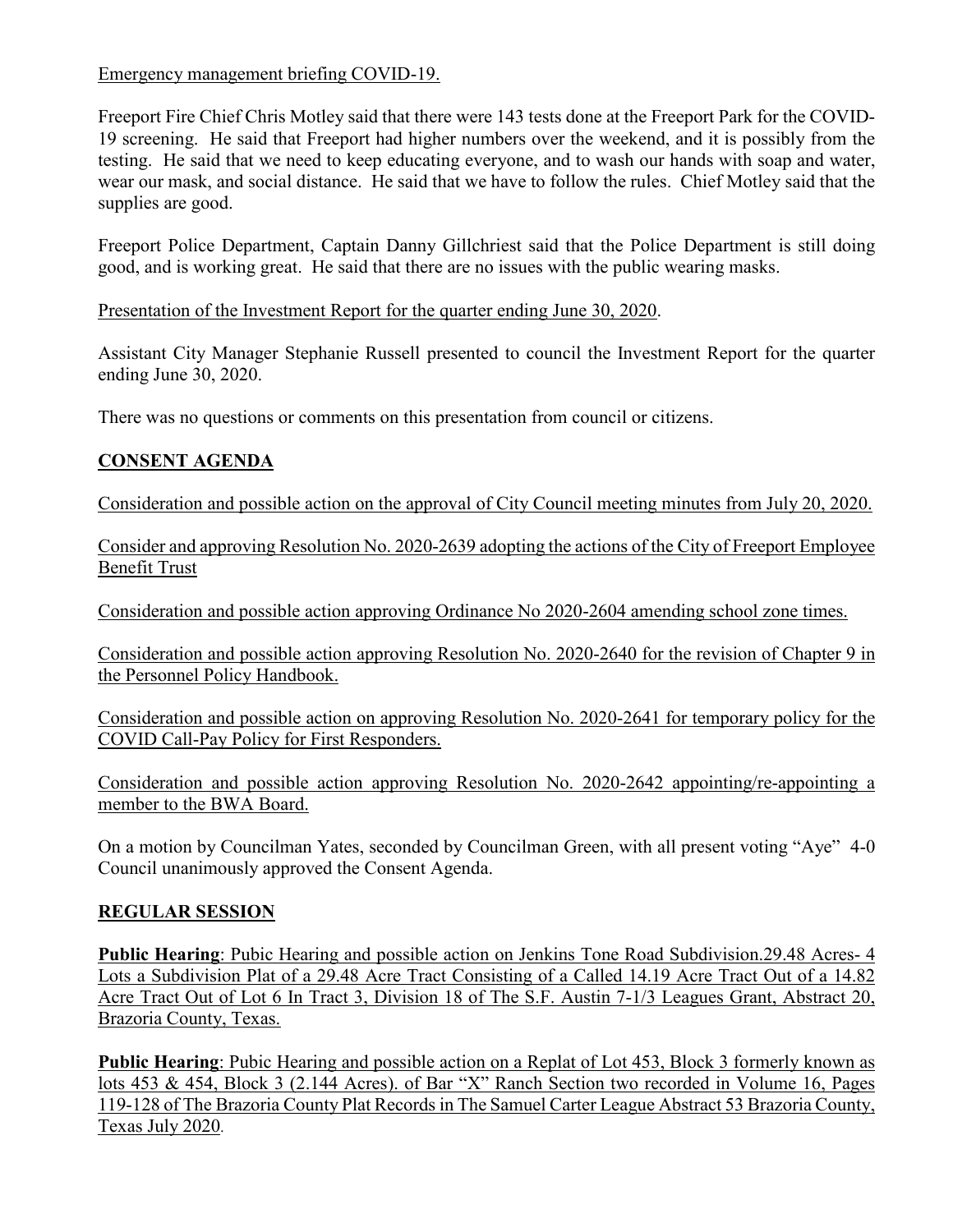Emergency management briefing COVID-19.

Freeport Fire Chief Chris Motley said that there were 143 tests done at the Freeport Park for the COVID-19 screening. He said that Freeport had higher numbers over the weekend, and it is possibly from the testing. He said that we need to keep educating everyone, and to wash our hands with soap and water, wear our mask, and social distance. He said that we have to follow the rules. Chief Motley said that the supplies are good.

Freeport Police Department, Captain Danny Gillchriest said that the Police Department is still doing good, and is working great. He said that there are no issues with the public wearing masks.

Presentation of the Investment Report for the quarter ending June 30, 2020.

Assistant City Manager Stephanie Russell presented to council the Investment Report for the quarter ending June 30, 2020.

There was no questions or comments on this presentation from council or citizens.

## CONSENT AGENDA

Consideration and possible action on the approval of City Council meeting minutes from July 20, 2020.

Consider and approving Resolution No. 2020-2639 adopting the actions of the City of Freeport Employee Benefit Trust

Consideration and possible action approving Ordinance No 2020-2604 amending school zone times.

Consideration and possible action approving Resolution No. 2020-2640 for the revision of Chapter 9 in the Personnel Policy Handbook.

Consideration and possible action on approving Resolution No. 2020-2641 for temporary policy for the COVID Call-Pay Policy for First Responders.

Consideration and possible action approving Resolution No. 2020-2642 appointing/re-appointing a member to the BWA Board.

On a motion by Councilman Yates, seconded by Councilman Green, with all present voting "Aye" 4-0 Council unanimously approved the Consent Agenda.

## REGULAR SESSION

**Public Hearing**: Pubic Hearing and possible action on Jenkins Tone Road Subdivision.29.48 Acres- 4 Lots a Subdivision Plat of a 29.48 Acre Tract Consisting of a Called 14.19 Acre Tract Out of a 14.82 Acre Tract Out of Lot 6 In Tract 3, Division 18 of The S.F. Austin 7-1/3 Leagues Grant, Abstract 20, Brazoria County, Texas.

**Public Hearing**: Pubic Hearing and possible action on a Replat of Lot 453, Block 3 formerly known as lots 453 & 454, Block 3 (2.144 Acres). of Bar "X" Ranch Section two recorded in Volume 16, Pages 119-128 of The Brazoria County Plat Records in The Samuel Carter League Abstract 53 Brazoria County, Texas July 2020.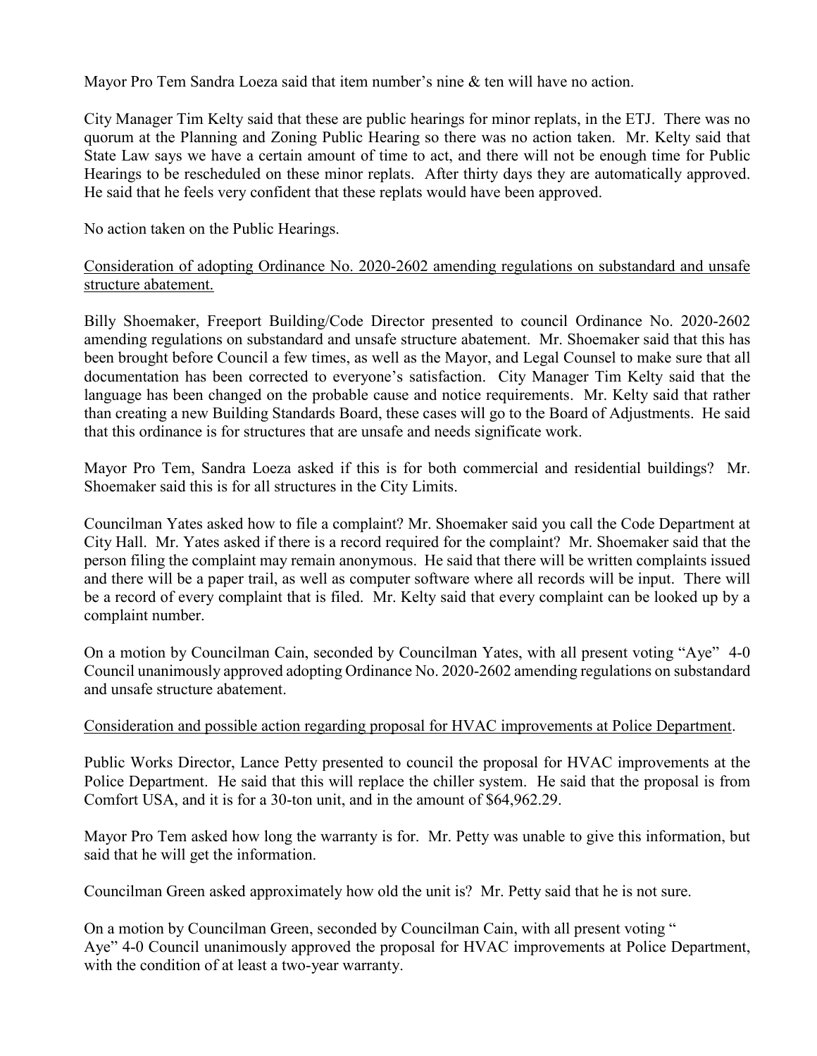Mayor Pro Tem Sandra Loeza said that item number's nine & ten will have no action.

City Manager Tim Kelty said that these are public hearings for minor replats, in the ETJ. There was no quorum at the Planning and Zoning Public Hearing so there was no action taken. Mr. Kelty said that State Law says we have a certain amount of time to act, and there will not be enough time for Public Hearings to be rescheduled on these minor replats. After thirty days they are automatically approved. He said that he feels very confident that these replats would have been approved.

No action taken on the Public Hearings.

<u>Consideration of adopting Ordinance No. 2020-2602 amending regulations on substandard and unsafe structure abatement.</u>

Billy Shoemaker, Freeport Building/Code Director presented to council Ordinance No. 2020-2602 amending regulations on substandard and unsafe structure abatement. Mr. Shoemaker said that this has been brought before Council a few times, as well as the Mayor, and Legal Counsel to make sure that all documentation has been corrected to everyone's satisfaction. City Manager Tim Kelty said that the language has been changed on the probable cause and notice requirements. Mr. Kelty said that rather than creating a new Building Standards Board, these cases will go to the Board of Adjustments. He said that this ordinance is for structures that are unsafe and needs significate work.

Mayor Pro Tem, Sandra Loeza asked if this is for both commercial and residential buildings? Mr. Shoemaker said this is for all structures in the City Limits.

Councilman Yates asked how to file a complaint? Mr. Shoemaker said you call the Code Department at City Hall. Mr. Yates asked if there is a record required for the complaint? Mr. Shoemaker said that the person filing the complaint may remain anonymous. He said that there will be written complaints issued and there will be a paper trail, as well as computer software where all records will be input. There will be a record of every complaint that is filed. Mr. Kelty said that every complaint can be looked up by a complaint number.

On a motion by Councilman Cain, seconded by Councilman Yates, with all present voting "Aye" 4-0 Council unanimously approved adopting Ordinance No. 2020-2602 amending regulations on substandard and unsafe structure abatement.

<u>Consideration and possible action regarding proposal for HVAC improvements at Police Department</u>.

Public Works Director, Lance Petty presented to council the proposal for HVAC improvements at the Police Department. He said that this will replace the chiller system. He said that the proposal is from Comfort USA, and it is for a 30-ton unit, and in the amount of $64,962.29.

Mayor Pro Tem asked how long the warranty is for. Mr. Petty was unable to give this information, but said that he will get the information.

Councilman Green asked approximately how old the unit is? Mr. Petty said that he is not sure.

On a motion by Councilman Green, seconded by Councilman Cain, with all present voting "Aye" 4-0 Council unanimously approved the proposal for HVAC improvements at Police Department, with the condition of at least a two-year warranty.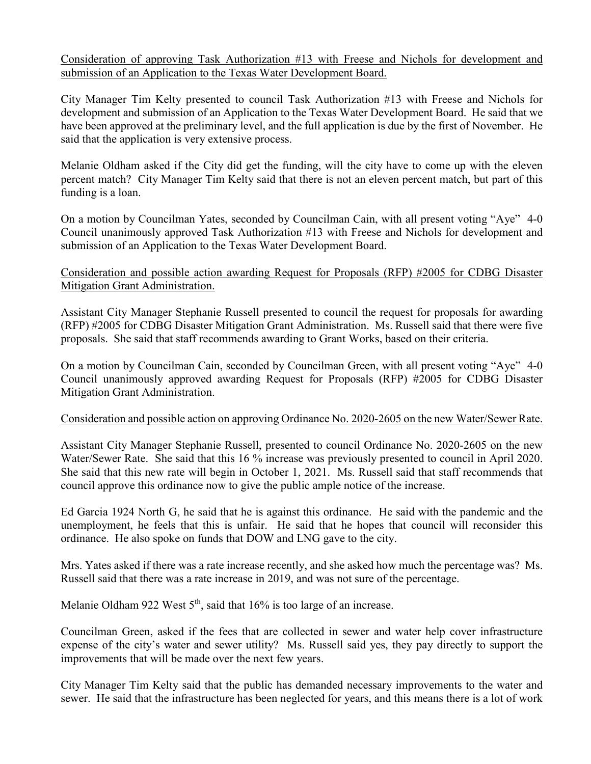<u>Consideration of approving Task Authorization #13 with Freese and Nichols for development and submission of an Application to the Texas Water Development Board.</u>

City Manager Tim Kelty presented to council Task Authorization #13 with Freese and Nichols for development and submission of an Application to the Texas Water Development Board. He said that we have been approved at the preliminary level, and the full application is due by the first of November. He said that the application is very extensive process.

Melanie Oldham asked if the City did get the funding, will the city have to come up with the eleven percent match? City Manager Tim Kelty said that there is not an eleven percent match, but part of this funding is a loan.

On a motion by Councilman Yates, seconded by Councilman Cain, with all present voting "Aye" 4-0 Council unanimously approved Task Authorization #13 with Freese and Nichols for development and submission of an Application to the Texas Water Development Board.

<u>Consideration and possible action awarding Request for Proposals (RFP) #2005 for CDBG Disaster Mitigation Grant Administration.</u>

Assistant City Manager Stephanie Russell presented to council the request for proposals for awarding (RFP) #2005 for CDBG Disaster Mitigation Grant Administration. Ms. Russell said that there were five proposals. She said that staff recommends awarding to Grant Works, based on their criteria.

On a motion by Councilman Cain, seconded by Councilman Green, with all present voting "Aye" 4-0 Council unanimously approved awarding Request for Proposals (RFP) #2005 for CDBG Disaster Mitigation Grant Administration.

<u>Consideration and possible action on approving Ordinance No. 2020-2605 on the new Water/Sewer Rate.</u>

Assistant City Manager Stephanie Russell, presented to council Ordinance No. 2020-2605 on the new Water/Sewer Rate. She said that this 16 % increase was previously presented to council in April 2020. She said that this new rate will begin in October 1, 2021. Ms. Russell said that staff recommends that council approve this ordinance now to give the public ample notice of the increase.

Ed Garcia 1924 North G, he said that he is against this ordinance. He said with the pandemic and the unemployment, he feels that this is unfair. He said that he hopes that council will reconsider this ordinance. He also spoke on funds that DOW and LNG gave to the city.

Mrs. Yates asked if there was a rate increase recently, and she asked how much the percentage was? Ms. Russell said that there was a rate increase in 2019, and was not sure of the percentage.

Melanie Oldham 922 West 5th, said that 16% is too large of an increase.

Councilman Green, asked if the fees that are collected in sewer and water help cover infrastructure expense of the city's water and sewer utility? Ms. Russell said yes, they pay directly to support the improvements that will be made over the next few years.

City Manager Tim Kelty said that the public has demanded necessary improvements to the water and sewer. He said that the infrastructure has been neglected for years, and this means there is a lot of work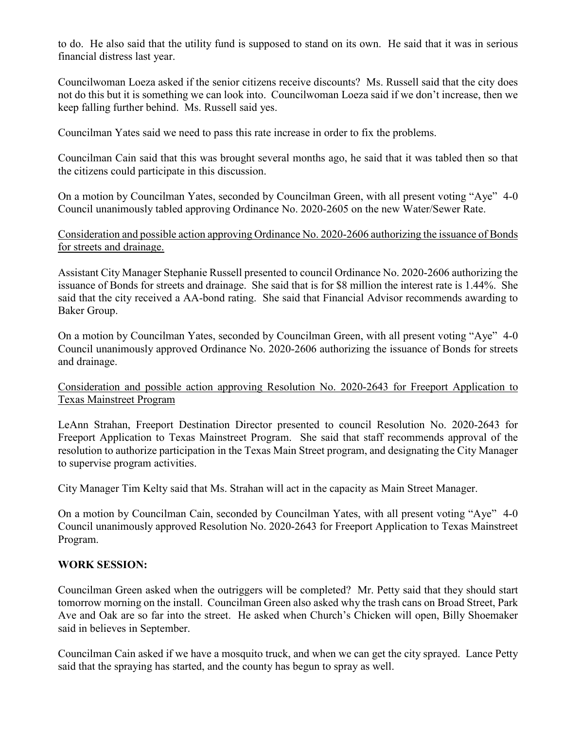to do. He also said that the utility fund is supposed to stand on its own. He said that it was in serious financial distress last year.

Councilwoman Loeza asked if the senior citizens receive discounts? Ms. Russell said that the city does not do this but it is something we can look into. Councilwoman Loeza said if we don't increase, then we keep falling further behind. Ms. Russell said yes.

Councilman Yates said we need to pass this rate increase in order to fix the problems.

Councilman Cain said that this was brought several months ago, he said that it was tabled then so that the citizens could participate in this discussion.

On a motion by Councilman Yates, seconded by Councilman Green, with all present voting "Aye" 4-0 Council unanimously tabled approving Ordinance No. 2020-2605 on the new Water/Sewer Rate.

Consideration and possible action approving Ordinance No. 2020-2606 authorizing the issuance of Bonds for streets and drainage.

Assistant City Manager Stephanie Russell presented to council Ordinance No. 2020-2606 authorizing the issuance of Bonds for streets and drainage. She said that is for $8 million the interest rate is 1.44%. She said that the city received a AA-bond rating. She said that Financial Advisor recommends awarding to Baker Group.

On a motion by Councilman Yates, seconded by Councilman Green, with all present voting "Aye" 4-0 Council unanimously approved Ordinance No. 2020-2606 authorizing the issuance of Bonds for streets and drainage.

Consideration and possible action approving Resolution No. 2020-2643 for Freeport Application to Texas Mainstreet Program

LeAnn Strahan, Freeport Destination Director presented to council Resolution No. 2020-2643 for Freeport Application to Texas Mainstreet Program. She said that staff recommends approval of the resolution to authorize participation in the Texas Main Street program, and designating the City Manager to supervise program activities.

City Manager Tim Kelty said that Ms. Strahan will act in the capacity as Main Street Manager.

On a motion by Councilman Cain, seconded by Councilman Yates, with all present voting "Aye" 4-0 Council unanimously approved Resolution No. 2020-2643 for Freeport Application to Texas Mainstreet Program.

**WORK SESSION:**

Councilman Green asked when the outriggers will be completed? Mr. Petty said that they should start tomorrow morning on the install. Councilman Green also asked why the trash cans on Broad Street, Park Ave and Oak are so far into the street. He asked when Church's Chicken will open, Billy Shoemaker said in believes in September.

Councilman Cain asked if we have a mosquito truck, and when we can get the city sprayed. Lance Petty said that the spraying has started, and the county has begun to spray as well.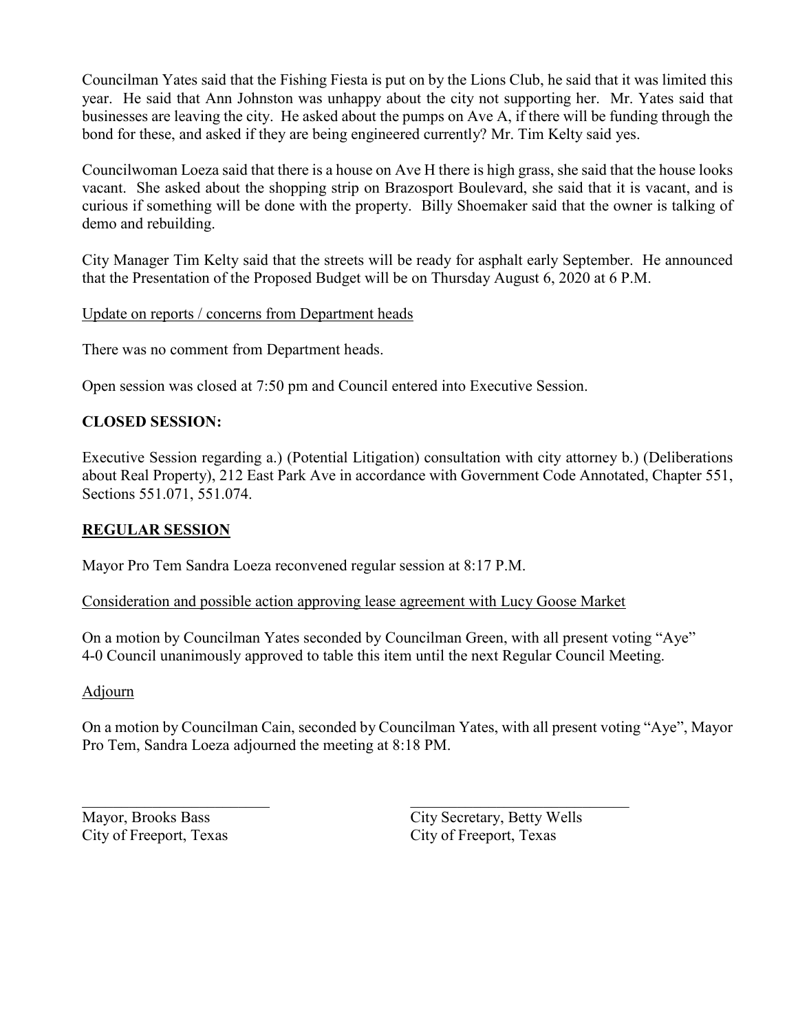Councilman Yates said that the Fishing Fiesta is put on by the Lions Club, he said that it was limited this year. He said that Ann Johnston was unhappy about the city not supporting her. Mr. Yates said that businesses are leaving the city. He asked about the pumps on Ave A, if there will be funding through the bond for these, and asked if they are being engineered currently? Mr. Tim Kelty said yes.

Councilwoman Loeza said that there is a house on Ave H there is high grass, she said that the house looks vacant. She asked about the shopping strip on Brazosport Boulevard, she said that it is vacant, and is curious if something will be done with the property. Billy Shoemaker said that the owner is talking of demo and rebuilding.

City Manager Tim Kelty said that the streets will be ready for asphalt early September. He announced that the Presentation of the Proposed Budget will be on Thursday August 6, 2020 at 6 P.M.

Update on reports / concerns from Department heads

There was no comment from Department heads.

Open session was closed at 7:50 pm and Council entered into Executive Session.

**CLOSED SESSION:**

Executive Session regarding a.) (Potential Litigation) consultation with city attorney b.) (Deliberations about Real Property), 212 East Park Ave in accordance with Government Code Annotated, Chapter 551, Sections 551.071, 551.074.

**REGULAR SESSION**

Mayor Pro Tem Sandra Loeza reconvened regular session at 8:17 P.M.

Consideration and possible action approving lease agreement with Lucy Goose Market

On a motion by Councilman Yates seconded by Councilman Green, with all present voting "Aye" 4-0 Council unanimously approved to table this item until the next Regular Council Meeting.

Adjourn

On a motion by Councilman Cain, seconded by Councilman Yates, with all present voting "Aye", Mayor Pro Tem, Sandra Loeza adjourned the meeting at 8:18 PM.

______________________________

Mayor, Brooks Bass
City of Freeport, Texas

______________________________

City Secretary, Betty Wells
City of Freeport, Texas